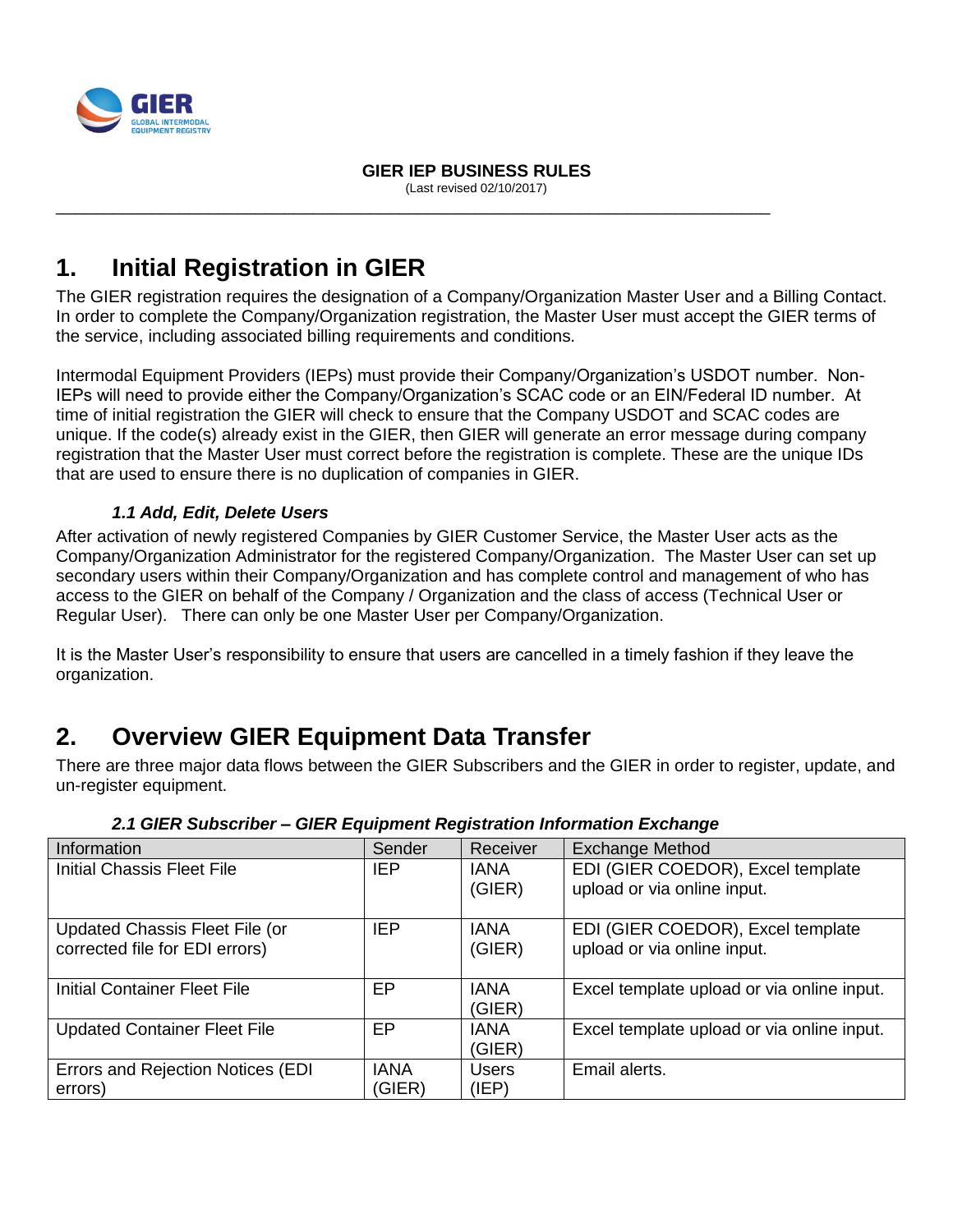GIER IEP BUSINESS RULES

(Last revised 02/10/2017)

# 1. Initial Registration in GIER

The GIER registration requires the designation of a Company/Organization Master User and a Billing Contact. In order to complete the Company/Organization registration, the Master User must accept the GIER terms of the service, including associated billing requirements and conditions.

Intermodal Equipment Providers (IEPs) must provide their Company/Organization's USDOT number. Non-IEPs will need to provide either the Company/Organization's SCAC code or an EIN/Federal ID number. At time of initial registration the GIER will check to ensure that the Company USDOT and SCAC codes are unique. If the code(s) already exist in the GIER, then GIER will generate an error message during company registration that the Master User must correct before the registration is complete. These are the unique IDs that are used to ensure there is no duplication of companies in GIER.

### *1.1 Add, Edit, Delete Users*

After activation of newly registered Companies by GIER Customer Service, the Master User acts as the Company/Organization Administrator for the registered Company/Organization. The Master User can set up secondary users within their Company/Organization and has complete control and management of who has access to the GIER on behalf of the Company / Organization and the class of access (Technical User or Regular User). There can only be one Master User per Company/Organization.

It is the Master User's responsibility to ensure that users are cancelled in a timely fashion if they leave the organization.

# 2. Overview GIER Equipment Data Transfer

There are three major data flows between the GIER Subscribers and the GIER in order to register, update, and un-register equipment.

### *2.1 GIER Subscriber – GIER Equipment Registration Information Exchange*

| Information | Sender | Receiver | Exchange Method |
|---|---|---|---|
| Initial Chassis Fleet File | IEP | IANA (GIER) | EDI (GIER COEDOR), Excel template upload or via online input. |
| Updated Chassis Fleet File (or corrected file for EDI errors) | IEP | IANA (GIER) | EDI (GIER COEDOR), Excel template upload or via online input. |
| Initial Container Fleet File | EP | IANA (GIER) | Excel template upload or via online input. |
| Updated Container Fleet File | EP | IANA (GIER) | Excel template upload or via online input. |
| Errors and Rejection Notices (EDI errors) | IANA (GIER) | Users (IEP) | Email alerts. |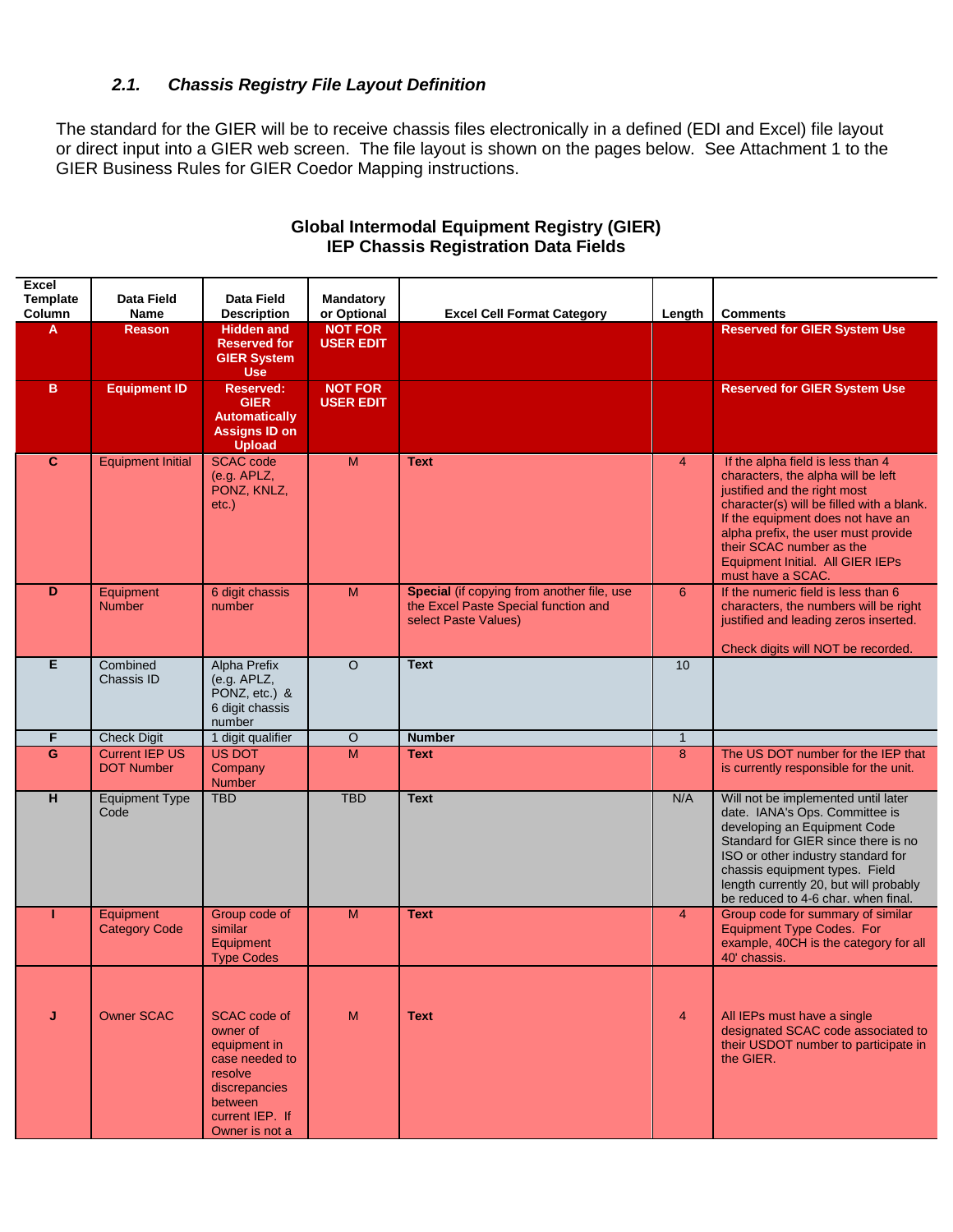### *2.1. Chassis Registry File Layout Definition*

The standard for the GIER will be to receive chassis files electronically in a defined (EDI and Excel) file layout or direct input into a GIER web screen. The file layout is shown on the pages below. See Attachment 1 to the GIER Business Rules for GIER Coedor Mapping instructions.

**Global Intermodal Equipment Registry (GIER)**
**IEP Chassis Registration Data Fields**

| Excel Template Column | Data Field Name | Data Field Description | Mandatory or Optional | Excel Cell Format Category | Length | Comments |
|---|---|---|---|---|---|---|
| **A** | **Reason** | **Hidden and Reserved for GIER System Use** | **NOT FOR USER EDIT** | | | **Reserved for GIER System Use** |
| **B** | **Equipment ID** | **Reserved: GIER Automatically Assigns ID on Upload** | **NOT FOR USER EDIT** | | | **Reserved for GIER System Use** |
| **C** | Equipment Initial | SCAC code (e.g. APLZ, PONZ, KNLZ, etc.) | M | **Text** | 4 | If the alpha field is less than 4 characters, the alpha will be left justified and the right most character(s) will be filled with a blank. If the equipment does not have an alpha prefix, the user must provide their SCAC number as the Equipment Initial. All GIER IEPs must have a SCAC. |
| **D** | Equipment Number | 6 digit chassis number | M | **Special** (if copying from another file, use the Excel Paste Special function and select Paste Values) | 6 | If the numeric field is less than 6 characters, the numbers will be right justified and leading zeros inserted.<br><br>Check digits will NOT be recorded. |
| **E** | Combined Chassis ID | Alpha Prefix (e.g. APLZ, PONZ, etc.) & 6 digit chassis number | O | **Text** | 10 | |
| **F** | Check Digit | 1 digit qualifier | O | **Number** | 1 | |
| **G** | Current IEP US DOT Number | US DOT Company Number | M | **Text** | 8 | The US DOT number for the IEP that is currently responsible for the unit. |
| **H** | Equipment Type Code | TBD | TBD | **Text** | N/A | Will not be implemented until later date. IANA's Ops. Committee is developing an Equipment Code Standard for GIER since there is no ISO or other industry standard for chassis equipment types. Field length currently 20, but will probably be reduced to 4-6 char. when final. |
| **I** | Equipment Category Code | Group code of similar Equipment Type Codes | M | **Text** | 4 | Group code for summary of similar Equipment Type Codes. For example, 40CH is the category for all 40' chassis. |
| **J** | Owner SCAC | SCAC code of owner of equipment in case needed to resolve discrepancies between current IEP. If Owner is not a | M | **Text** | 4 | All IEPs must have a single designated SCAC code associated to their USDOT number to participate in the GIER. |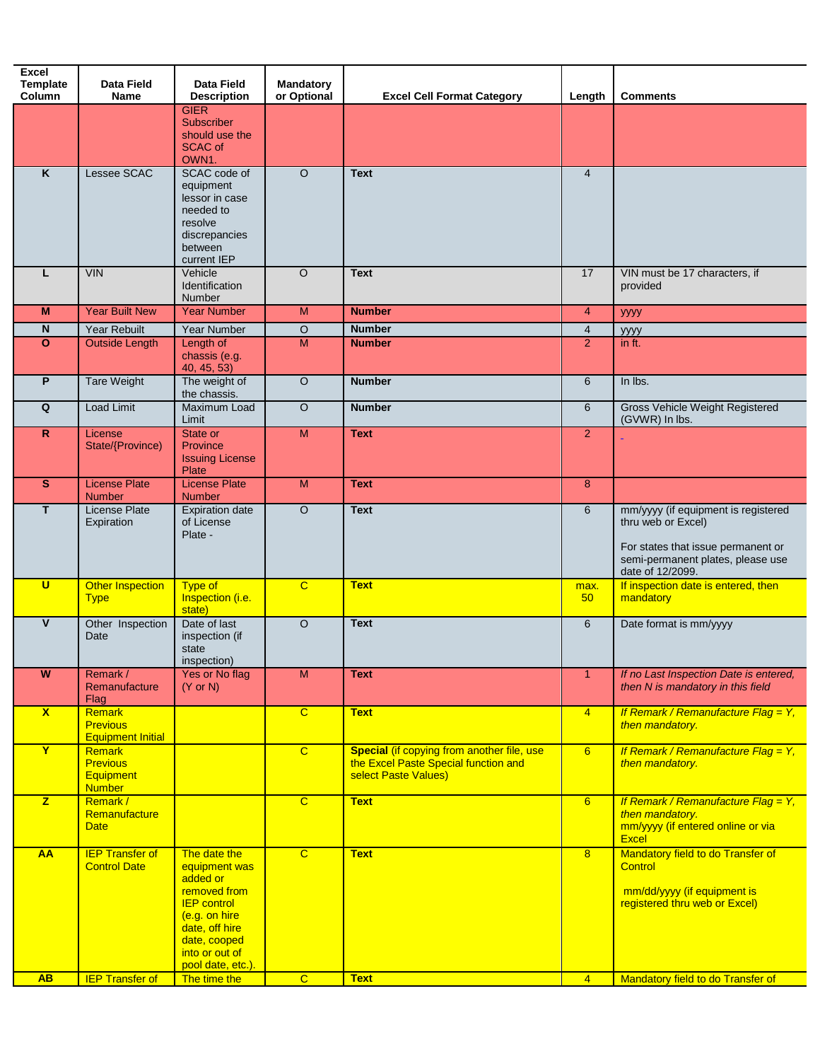| Excel Template Column | Data Field Name | Data Field Description | Mandatory or Optional | Excel Cell Format Category | Length | Comments |
|---|---|---|---|---|---|---|
| | | GIER Subscriber should use the SCAC of OWN1. | | | | |
| K | Lessee SCAC | SCAC code of equipment lessor in case needed to resolve discrepancies between current IEP | O | **Text** | 4 | |
| L | VIN | Vehicle Identification Number | O | **Text** | 17 | VIN must be 17 characters, if provided |
| M | Year Built New | Year Number | M | **Number** | 4 | yyyy |
| N | Year Rebuilt | Year Number | O | **Number** | 4 | yyyy |
| O | Outside Length | Length of chassis (e.g. 40, 45, 53) | M | **Number** | 2 | in ft. |
| P | Tare Weight | The weight of the chassis. | O | **Number** | 6 | In lbs. |
| Q | Load Limit | Maximum Load Limit | O | **Number** | 6 | Gross Vehicle Weight Registered (GVWR) In lbs. |
| R | License State/(Province) | State or Province Issuing License Plate | M | **Text** | 2 | |
| S | License Plate Number | License Plate Number | M | **Text** | 8 | |
| T | License Plate Expiration | Expiration date of License Plate - | O | **Text** | 6 | mm/yyyy (if equipment is registered thru web or Excel)<br><br>For states that issue permanent or semi-permanent plates, please use date of 12/2099. |
| U | Other Inspection Type | Type of Inspection (i.e. state) | C | **Text** | max. 50 | If inspection date is entered, then mandatory |
| V | Other Inspection Date | Date of last inspection (if state inspection) | O | **Text** | 6 | Date format is mm/yyyy |
| W | Remark / Remanufacture Flag | Yes or No flag (Y or N) | M | **Text** | 1 | *If no Last Inspection Date is entered, then N is mandatory in this field* |
| X | Remark Previous Equipment Initial | | C | **Text** | 4 | *If Remark / Remanufacture Flag = Y, then mandatory.* |
| Y | Remark Previous Equipment Number | | C | **Special** (if copying from another file, use the Excel Paste Special function and select Paste Values) | 6 | *If Remark / Remanufacture Flag = Y, then mandatory.* |
| Z | Remark / Remanufacture Date | | C | **Text** | 6 | *If Remark / Remanufacture Flag = Y, then mandatory.*<br>mm/yyyy (if entered online or via Excel |
| AA | IEP Transfer of Control Date | The date the equipment was added or removed from IEP control (e.g. on hire date, off hire date, cooped into or out of pool date, etc.). | C | **Text** | 8 | Mandatory field to do Transfer of Control<br><br>mm/dd/yyyy (if equipment is registered thru web or Excel) |
| AB | IEP Transfer of | The time the | C | **Text** | 4 | Mandatory field to do Transfer of |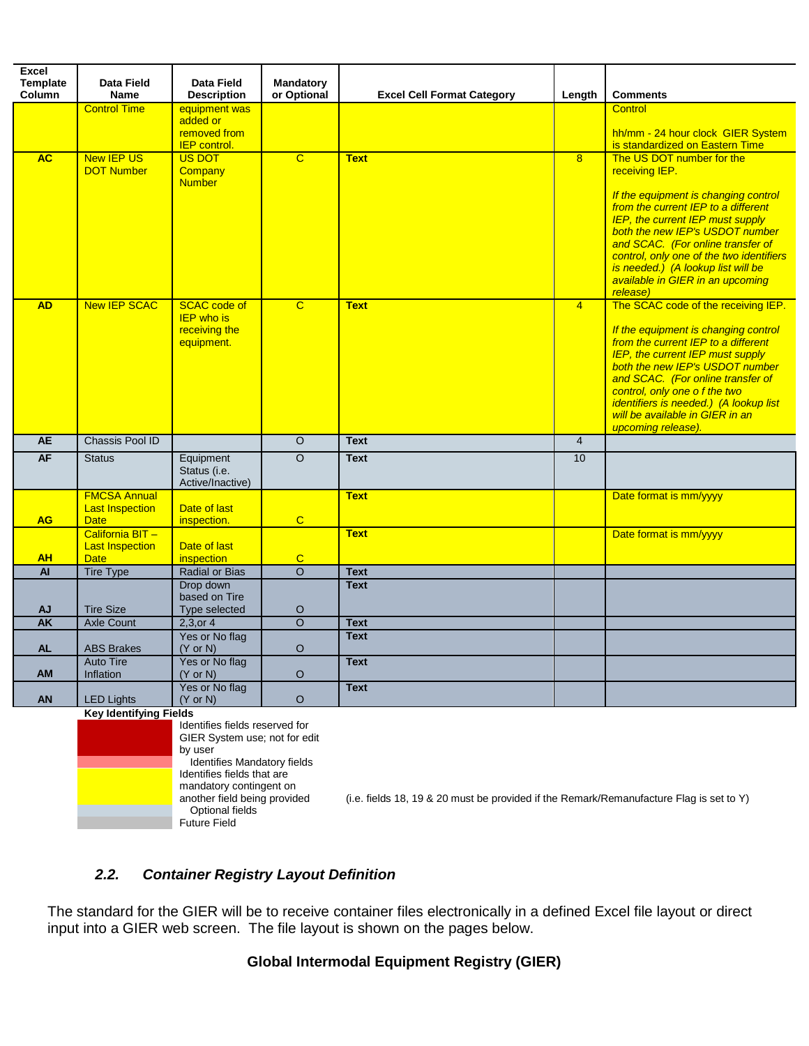| Excel Template Column | Data Field Name | Data Field Description | Mandatory or Optional | Excel Cell Format Category | Length | Comments |
|---|---|---|---|---|---|---|
| | Control Time | equipment was added or removed from IEP control. | | | | Control<br><br>hh/mm - 24 hour clock GIER System is standardized on Eastern Time |
| **AC** | New IEP US DOT Number | US DOT Company Number | C | **Text** | 8 | The US DOT number for the receiving IEP.<br><br>*If the equipment is changing control from the current IEP to a different IEP, the current IEP must supply both the new IEP's USDOT number and SCAC. (For online transfer of control, only one of the two identifiers is needed.) (A lookup list will be available in GIER in an upcoming release)* |
| **AD** | New IEP SCAC | SCAC code of IEP who is receiving the equipment. | C | **Text** | 4 | The SCAC code of the receiving IEP.<br><br>*If the equipment is changing control from the current IEP to a different IEP, the current IEP must supply both the new IEP's USDOT number and SCAC. (For online transfer of control, only one o f the two identifiers is needed.) (A lookup list will be available in GIER in an upcoming release).* |
| **AE** | Chassis Pool ID | | O | **Text** | 4 | |
| **AF** | Status | Equipment Status (i.e. Active/Inactive) | O | **Text** | 10 | |
| **AG** | FMCSA Annual Last Inspection Date | Date of last inspection. | C | **Text** | | Date format is mm/yyyy |
| **AH** | California BIT – Last Inspection Date | Date of last inspection | C | **Text** | | Date format is mm/yyyy |
| **AI** | Tire Type | Radial or Bias | O | **Text** | | |
| **AJ** | Tire Size | Drop down based on Tire Type selected | O | **Text** | | |
| **AK** | Axle Count | 2,3,or 4 | O | **Text** | | |
| **AL** | ABS Brakes | Yes or No flag (Y or N) | O | **Text** | | |
| **AM** | Auto Tire Inflation | Yes or No flag (Y or N) | O | **Text** | | |
| **AN** | LED Lights | Yes or No flag (Y or N) | O | **Text** | | |

**Key Identifying Fields**

- Identifies fields reserved for GIER System use; not for edit by user
- Identifies Mandatory fields
- Identifies fields that are mandatory contingent on another field being provided (i.e. fields 18, 19 & 20 must be provided if the Remark/Remanufacture Flag is set to Y)
- Optional fields
- Future Field

### *2.2. Container Registry Layout Definition*

The standard for the GIER will be to receive container files electronically in a defined Excel file layout or direct input into a GIER web screen. The file layout is shown on the pages below.

**Global Intermodal Equipment Registry (GIER)**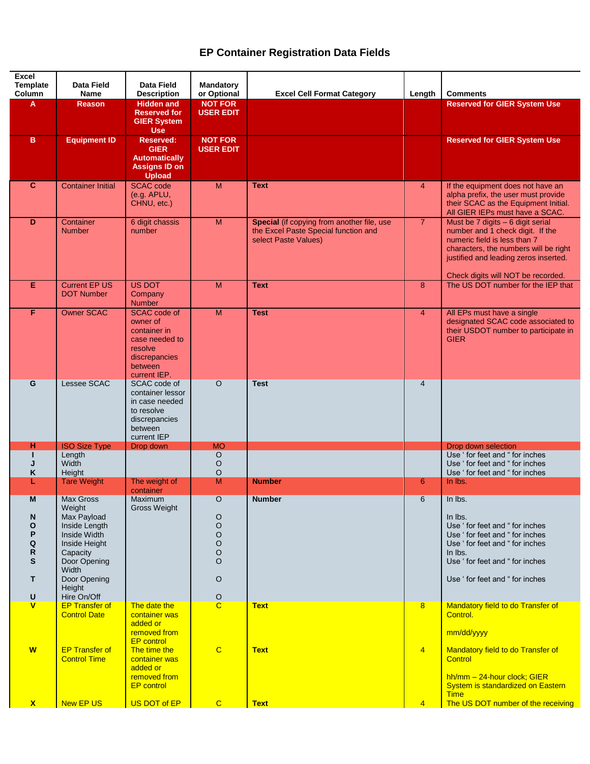# EP Container Registration Data Fields

| Excel Template Column | Data Field Name | Data Field Description | Mandatory or Optional | Excel Cell Format Category | Length | Comments |
|---|---|---|---|---|---|---|
| **A** | **Reason** | **Hidden and Reserved for GIER System Use** | **NOT FOR USER EDIT** | | | **Reserved for GIER System Use** |
| **B** | **Equipment ID** | **Reserved: GIER Automatically Assigns ID on Upload** | **NOT FOR USER EDIT** | | | **Reserved for GIER System Use** |
| **C** | Container Initial | SCAC code (e.g. APLU, CHNU, etc.) | M | **Text** | 4 | If the equipment does not have an alpha prefix, the user must provide their SCAC as the Equipment Initial. All GIER IEPs must have a SCAC. |
| **D** | Container Number | 6 digit chassis number | M | **Special** (if copying from another file, use the Excel Paste Special function and select Paste Values) | 7 | Must be 7 digits – 6 digit serial number and 1 check digit. If the numeric field is less than 7 characters, the numbers will be right justified and leading zeros inserted.<br><br>Check digits will NOT be recorded. |
| **E** | Current EP US DOT Number | US DOT Company Number | M | **Text** | 8 | The US DOT number for the IEP that |
| **F** | Owner SCAC | SCAC code of owner of container in case needed to resolve discrepancies between current IEP. | M | **Test** | 4 | All EPs must have a single designated SCAC code associated to their USDOT number to participate in GIER |
| **G** | Lessee SCAC | SCAC code of container lessor in case needed to resolve discrepancies between current IEP | O | **Test** | 4 | |
| **H** | ISO Size Type | Drop down | MO | | | Drop down selection |
| **I** | Length | | O | | | Use ' for feet and " for inches |
| **J** | Width | | O | | | Use ' for feet and " for inches |
| **K** | Height | | O | | | Use ' for feet and " for inches |
| **L** | Tare Weight | The weight of container | M | **Number** | 6 | In lbs. |
| **M** | Max Gross Weight | Maximum Gross Weight | O | **Number** | 6 | In lbs. |
| **N** | Max Payload | | O | | | In lbs. |
| **O** | Inside Length | | O | | | Use ' for feet and " for inches |
| **P** | Inside Width | | O | | | Use ' for feet and " for inches |
| **Q** | Inside Height | | O | | | Use ' for feet and " for inches |
| **R** | Capacity | | O | | | In lbs. |
| **S** | Door Opening Width | | O | | | Use ' for feet and " for inches |
| **T** | Door Opening Height | | O | | | Use ' for feet and " for inches |
| **U** | Hire On/Off | | O | | | |
| **V** | EP Transfer of Control Date | The date the container was added or removed from EP control | C | **Text** | 8 | Mandatory field to do Transfer of Control.<br><br>mm/dd/yyyy |
| **W** | EP Transfer of Control Time | The time the container was added or removed from EP control | C | **Text** | 4 | Mandatory field to do Transfer of Control<br><br>hh/mm – 24-hour clock; GIER System is standardized on Eastern Time |
| **X** | New EP US | US DOT of EP | C | **Text** | 4 | The US DOT number of the receiving |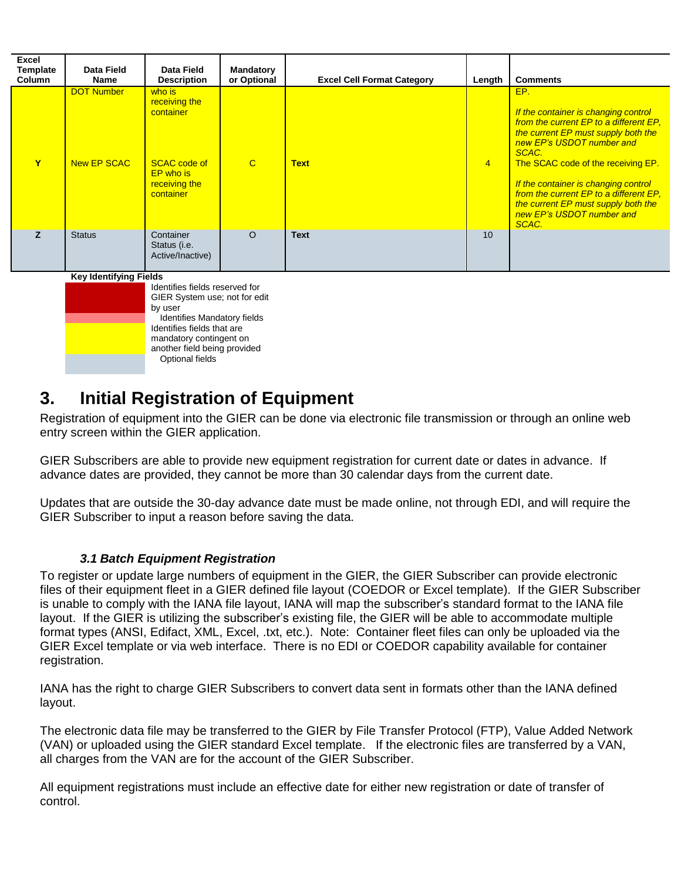| Excel Template Column | Data Field Name | Data Field Description | Mandatory or Optional | Excel Cell Format Category | Length | Comments |
|---|---|---|---|---|---|---|
| | DOT Number | who is receiving the container | | | | EP. *If the container is changing control from the current EP to a different EP, the current EP must supply both the new EP's USDOT number and SCAC.* |
| Y | New EP SCAC | SCAC code of EP who is receiving the container | C | Text | 4 | The SCAC code of the receiving EP. *If the container is changing control from the current EP to a different EP, the current EP must supply both the new EP's USDOT number and SCAC.* |
| Z | Status | Container Status (i.e. Active/Inactive) | O | Text | 10 | |

**Key Identifying Fields**

- Identifies fields reserved for GIER System use; not for edit by user
- Identifies Mandatory fields
- Identifies fields that are mandatory contingent on another field being provided
- Optional fields

# 3. Initial Registration of Equipment

Registration of equipment into the GIER can be done via electronic file transmission or through an online web entry screen within the GIER application.

GIER Subscribers are able to provide new equipment registration for current date or dates in advance. If advance dates are provided, they cannot be more than 30 calendar days from the current date.

Updates that are outside the 30-day advance date must be made online, not through EDI, and will require the GIER Subscriber to input a reason before saving the data.

### *3.1 Batch Equipment Registration*

To register or update large numbers of equipment in the GIER, the GIER Subscriber can provide electronic files of their equipment fleet in a GIER defined file layout (COEDOR or Excel template). If the GIER Subscriber is unable to comply with the IANA file layout, IANA will map the subscriber's standard format to the IANA file layout. If the GIER is utilizing the subscriber's existing file, the GIER will be able to accommodate multiple format types (ANSI, Edifact, XML, Excel, .txt, etc.). Note: Container fleet files can only be uploaded via the GIER Excel template or via web interface. There is no EDI or COEDOR capability available for container registration.

IANA has the right to charge GIER Subscribers to convert data sent in formats other than the IANA defined layout.

The electronic data file may be transferred to the GIER by File Transfer Protocol (FTP), Value Added Network (VAN) or uploaded using the GIER standard Excel template. If the electronic files are transferred by a VAN, all charges from the VAN are for the account of the GIER Subscriber.

All equipment registrations must include an effective date for either new registration or date of transfer of control.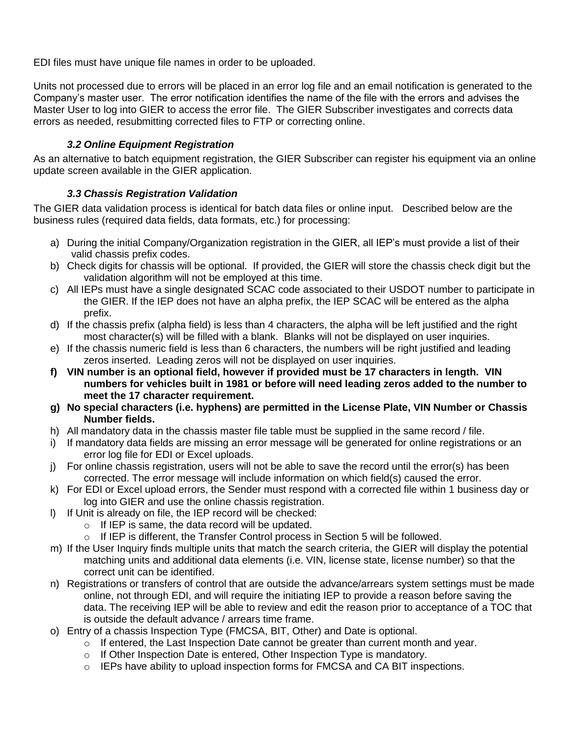EDI files must have unique file names in order to be uploaded.

Units not processed due to errors will be placed in an error log file and an email notification is generated to the Company's master user. The error notification identifies the name of the file with the errors and advises the Master User to log into GIER to access the error file. The GIER Subscriber investigates and corrects data errors as needed, resubmitting corrected files to FTP or correcting online.

### *3.2 Online Equipment Registration*

As an alternative to batch equipment registration, the GIER Subscriber can register his equipment via an online update screen available in the GIER application.

### *3.3 Chassis Registration Validation*

The GIER data validation process is identical for batch data files or online input. Described below are the business rules (required data fields, data formats, etc.) for processing:

a) During the initial Company/Organization registration in the GIER, all IEP's must provide a list of their valid chassis prefix codes.
b) Check digits for chassis will be optional. If provided, the GIER will store the chassis check digit but the validation algorithm will not be employed at this time.
c) All IEPs must have a single designated SCAC code associated to their USDOT number to participate in the GIER. If the IEP does not have an alpha prefix, the IEP SCAC will be entered as the alpha prefix.
d) If the chassis prefix (alpha field) is less than 4 characters, the alpha will be left justified and the right most character(s) will be filled with a blank. Blanks will not be displayed on user inquiries.
e) If the chassis numeric field is less than 6 characters, the numbers will be right justified and leading zeros inserted. Leading zeros will not be displayed on user inquiries.
f) **VIN number is an optional field, however if provided must be 17 characters in length. VIN numbers for vehicles built in 1981 or before will need leading zeros added to the number to meet the 17 character requirement.**
g) **No special characters (i.e. hyphens) are permitted in the License Plate, VIN Number or Chassis Number fields.**
h) All mandatory data in the chassis master file table must be supplied in the same record / file.
i) If mandatory data fields are missing an error message will be generated for online registrations or an error log file for EDI or Excel uploads.
j) For online chassis registration, users will not be able to save the record until the error(s) has been corrected. The error message will include information on which field(s) caused the error.
k) For EDI or Excel upload errors, the Sender must respond with a corrected file within 1 business day or log into GIER and use the online chassis registration.
l) If Unit is already on file, the IEP record will be checked:
   - If IEP is same, the data record will be updated.
   - If IEP is different, the Transfer Control process in Section 5 will be followed.
m) If the User Inquiry finds multiple units that match the search criteria, the GIER will display the potential matching units and additional data elements (i.e. VIN, license state, license number) so that the correct unit can be identified.
n) Registrations or transfers of control that are outside the advance/arrears system settings must be made online, not through EDI, and will require the initiating IEP to provide a reason before saving the data. The receiving IEP will be able to review and edit the reason prior to acceptance of a TOC that is outside the default advance / arrears time frame.
o) Entry of a chassis Inspection Type (FMCSA, BIT, Other) and Date is optional.
   - If entered, the Last Inspection Date cannot be greater than current month and year.
   - If Other Inspection Date is entered, Other Inspection Type is mandatory.
   - IEPs have ability to upload inspection forms for FMCSA and CA BIT inspections.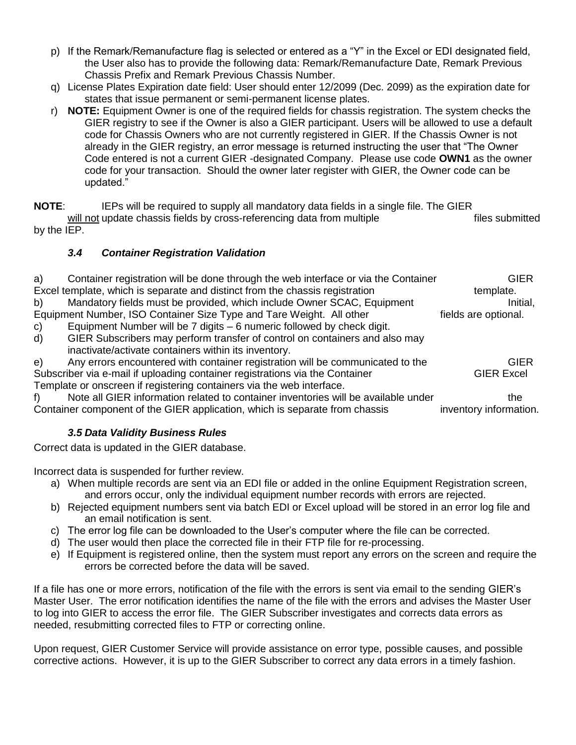p) If the Remark/Remanufacture flag is selected or entered as a "Y" in the Excel or EDI designated field, the User also has to provide the following data: Remark/Remanufacture Date, Remark Previous Chassis Prefix and Remark Previous Chassis Number.

q) License Plates Expiration date field: User should enter 12/2099 (Dec. 2099) as the expiration date for states that issue permanent or semi-permanent license plates.

r) **NOTE:** Equipment Owner is one of the required fields for chassis registration. The system checks the GIER registry to see if the Owner is also a GIER participant. Users will be allowed to use a default code for Chassis Owners who are not currently registered in GIER. If the Chassis Owner is not already in the GIER registry, an error message is returned instructing the user that "The Owner Code entered is not a current GIER -designated Company. Please use code **OWN1** as the owner code for your transaction. Should the owner later register with GIER, the Owner code can be updated."

**NOTE**: IEPs will be required to supply all mandatory data fields in a single file. The GIER <u>will not</u> update chassis fields by cross-referencing data from multiple files submitted by the IEP.

### *3.4 Container Registration Validation*

a) Container registration will be done through the web interface or via the Container GIER Excel template, which is separate and distinct from the chassis registration template.

b) Mandatory fields must be provided, which include Owner SCAC, Equipment Initial, Equipment Number, ISO Container Size Type and Tare Weight. All other fields are optional.

c) Equipment Number will be 7 digits – 6 numeric followed by check digit.

d) GIER Subscribers may perform transfer of control on containers and also may inactivate/activate containers within its inventory.

e) Any errors encountered with container registration will be communicated to the GIER Subscriber via e-mail if uploading container registrations via the Container GIER Excel Template or onscreen if registering containers via the web interface.

f) Note all GIER information related to container inventories will be available under the Container component of the GIER application, which is separate from chassis inventory information.

### *3.5 Data Validity Business Rules*

Correct data is updated in the GIER database.

Incorrect data is suspended for further review.

a) When multiple records are sent via an EDI file or added in the online Equipment Registration screen, and errors occur, only the individual equipment number records with errors are rejected.
b) Rejected equipment numbers sent via batch EDI or Excel upload will be stored in an error log file and an email notification is sent.
c) The error log file can be downloaded to the User's computer where the file can be corrected.
d) The user would then place the corrected file in their FTP file for re-processing.
e) If Equipment is registered online, then the system must report any errors on the screen and require the errors be corrected before the data will be saved.

If a file has one or more errors, notification of the file with the errors is sent via email to the sending GIER's Master User. The error notification identifies the name of the file with the errors and advises the Master User to log into GIER to access the error file. The GIER Subscriber investigates and corrects data errors as needed, resubmitting corrected files to FTP or correcting online.

Upon request, GIER Customer Service will provide assistance on error type, possible causes, and possible corrective actions. However, it is up to the GIER Subscriber to correct any data errors in a timely fashion.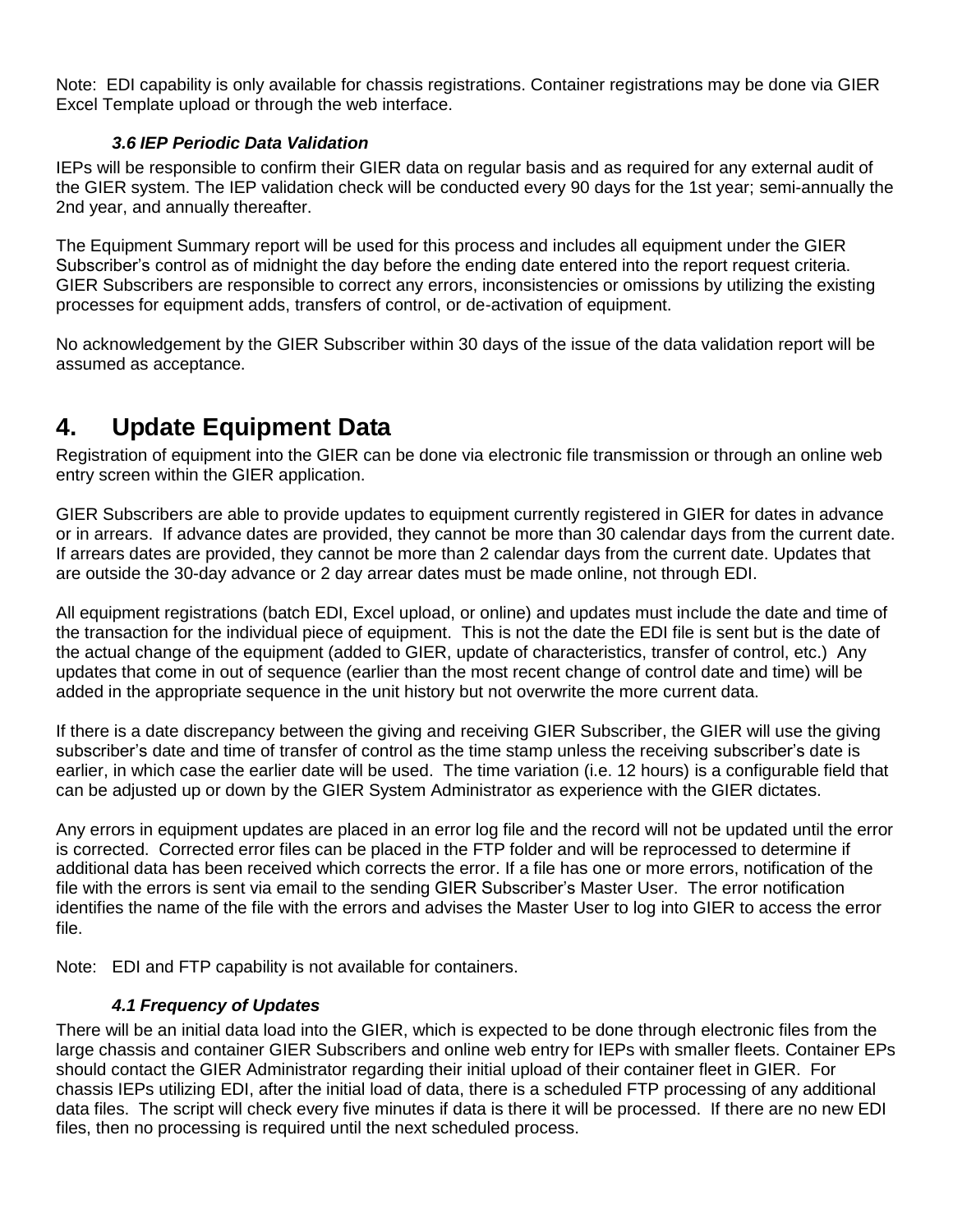Note: EDI capability is only available for chassis registrations. Container registrations may be done via GIER Excel Template upload or through the web interface.

### *3.6 IEP Periodic Data Validation*

IEPs will be responsible to confirm their GIER data on regular basis and as required for any external audit of the GIER system. The IEP validation check will be conducted every 90 days for the 1st year; semi-annually the 2nd year, and annually thereafter.

The Equipment Summary report will be used for this process and includes all equipment under the GIER Subscriber's control as of midnight the day before the ending date entered into the report request criteria. GIER Subscribers are responsible to correct any errors, inconsistencies or omissions by utilizing the existing processes for equipment adds, transfers of control, or de-activation of equipment.

No acknowledgement by the GIER Subscriber within 30 days of the issue of the data validation report will be assumed as acceptance.

# 4. Update Equipment Data

Registration of equipment into the GIER can be done via electronic file transmission or through an online web entry screen within the GIER application.

GIER Subscribers are able to provide updates to equipment currently registered in GIER for dates in advance or in arrears. If advance dates are provided, they cannot be more than 30 calendar days from the current date. If arrears dates are provided, they cannot be more than 2 calendar days from the current date. Updates that are outside the 30-day advance or 2 day arrear dates must be made online, not through EDI.

All equipment registrations (batch EDI, Excel upload, or online) and updates must include the date and time of the transaction for the individual piece of equipment. This is not the date the EDI file is sent but is the date of the actual change of the equipment (added to GIER, update of characteristics, transfer of control, etc.) Any updates that come in out of sequence (earlier than the most recent change of control date and time) will be added in the appropriate sequence in the unit history but not overwrite the more current data.

If there is a date discrepancy between the giving and receiving GIER Subscriber, the GIER will use the giving subscriber's date and time of transfer of control as the time stamp unless the receiving subscriber's date is earlier, in which case the earlier date will be used. The time variation (i.e. 12 hours) is a configurable field that can be adjusted up or down by the GIER System Administrator as experience with the GIER dictates.

Any errors in equipment updates are placed in an error log file and the record will not be updated until the error is corrected. Corrected error files can be placed in the FTP folder and will be reprocessed to determine if additional data has been received which corrects the error. If a file has one or more errors, notification of the file with the errors is sent via email to the sending GIER Subscriber's Master User. The error notification identifies the name of the file with the errors and advises the Master User to log into GIER to access the error file.

Note: EDI and FTP capability is not available for containers.

### *4.1 Frequency of Updates*

There will be an initial data load into the GIER, which is expected to be done through electronic files from the large chassis and container GIER Subscribers and online web entry for IEPs with smaller fleets. Container EPs should contact the GIER Administrator regarding their initial upload of their container fleet in GIER. For chassis IEPs utilizing EDI, after the initial load of data, there is a scheduled FTP processing of any additional data files. The script will check every five minutes if data is there it will be processed. If there are no new EDI files, then no processing is required until the next scheduled process.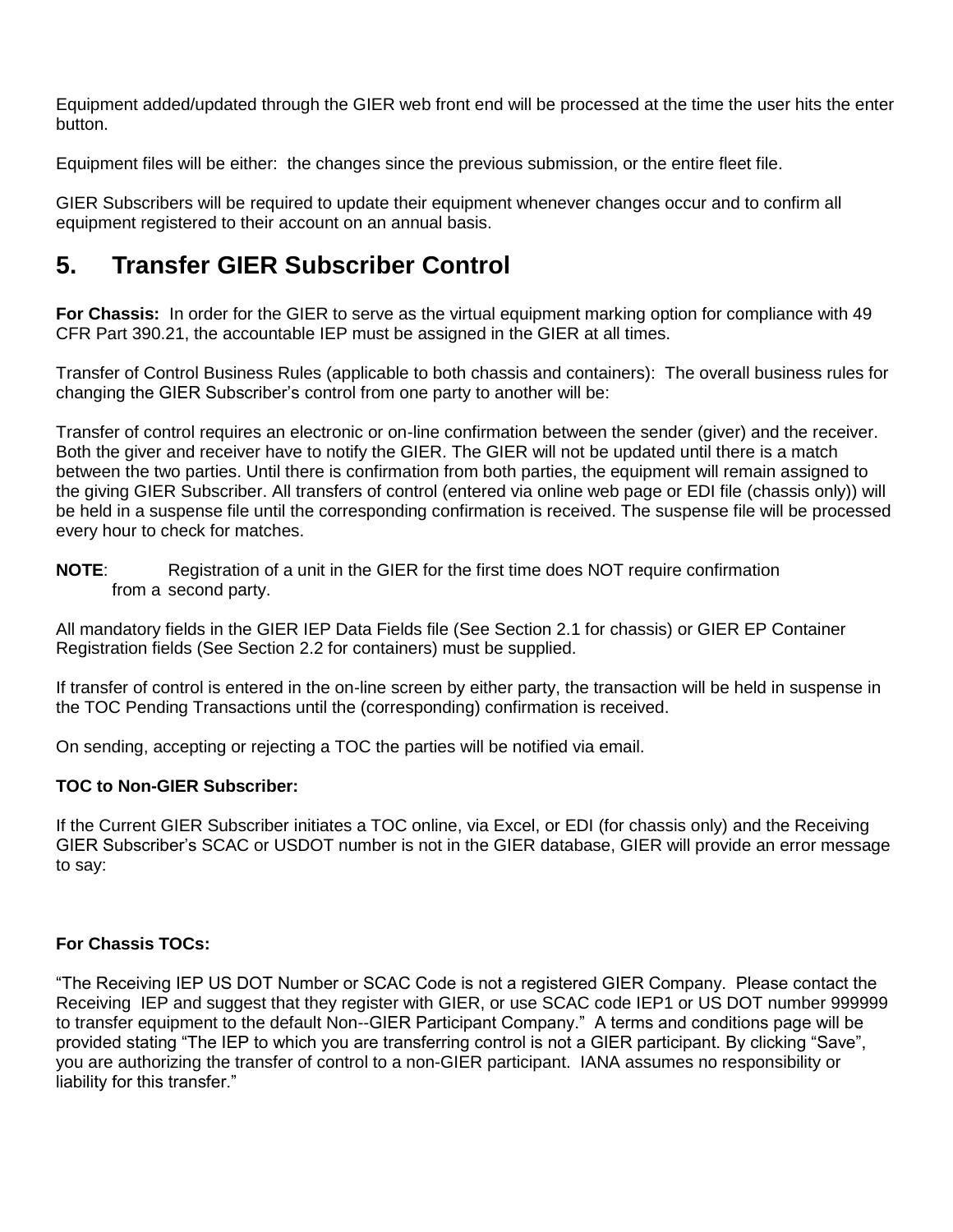Equipment added/updated through the GIER web front end will be processed at the time the user hits the enter button.

Equipment files will be either: the changes since the previous submission, or the entire fleet file.

GIER Subscribers will be required to update their equipment whenever changes occur and to confirm all equipment registered to their account on an annual basis.

# 5. Transfer GIER Subscriber Control

**For Chassis:** In order for the GIER to serve as the virtual equipment marking option for compliance with 49 CFR Part 390.21, the accountable IEP must be assigned in the GIER at all times.

Transfer of Control Business Rules (applicable to both chassis and containers): The overall business rules for changing the GIER Subscriber's control from one party to another will be:

Transfer of control requires an electronic or on-line confirmation between the sender (giver) and the receiver. Both the giver and receiver have to notify the GIER. The GIER will not be updated until there is a match between the two parties. Until there is confirmation from both parties, the equipment will remain assigned to the giving GIER Subscriber. All transfers of control (entered via online web page or EDI file (chassis only)) will be held in a suspense file until the corresponding confirmation is received. The suspense file will be processed every hour to check for matches.

**NOTE**: Registration of a unit in the GIER for the first time does NOT require confirmation from a second party.

All mandatory fields in the GIER IEP Data Fields file (See Section 2.1 for chassis) or GIER EP Container Registration fields (See Section 2.2 for containers) must be supplied.

If transfer of control is entered in the on-line screen by either party, the transaction will be held in suspense in the TOC Pending Transactions until the (corresponding) confirmation is received.

On sending, accepting or rejecting a TOC the parties will be notified via email.

**TOC to Non-GIER Subscriber:**

If the Current GIER Subscriber initiates a TOC online, via Excel, or EDI (for chassis only) and the Receiving GIER Subscriber's SCAC or USDOT number is not in the GIER database, GIER will provide an error message to say:

**For Chassis TOCs:**

"The Receiving IEP US DOT Number or SCAC Code is not a registered GIER Company. Please contact the Receiving IEP and suggest that they register with GIER, or use SCAC code IEP1 or US DOT number 999999 to transfer equipment to the default Non--GIER Participant Company." A terms and conditions page will be provided stating "The IEP to which you are transferring control is not a GIER participant. By clicking "Save", you are authorizing the transfer of control to a non-GIER participant. IANA assumes no responsibility or liability for this transfer."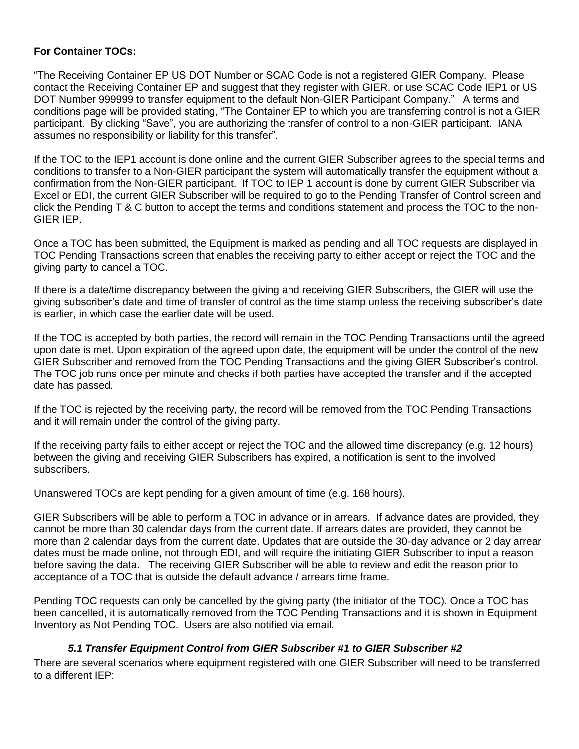**For Container TOCs:**

“The Receiving Container EP US DOT Number or SCAC Code is not a registered GIER Company. Please contact the Receiving Container EP and suggest that they register with GIER, or use SCAC Code IEP1 or US DOT Number 999999 to transfer equipment to the default Non-GIER Participant Company.” A terms and conditions page will be provided stating, “The Container EP to which you are transferring control is not a GIER participant. By clicking “Save”, you are authorizing the transfer of control to a non-GIER participant. IANA assumes no responsibility or liability for this transfer”.

If the TOC to the IEP1 account is done online and the current GIER Subscriber agrees to the special terms and conditions to transfer to a Non-GIER participant the system will automatically transfer the equipment without a confirmation from the Non-GIER participant. If TOC to IEP 1 account is done by current GIER Subscriber via Excel or EDI, the current GIER Subscriber will be required to go to the Pending Transfer of Control screen and click the Pending T & C button to accept the terms and conditions statement and process the TOC to the non-GIER IEP.

Once a TOC has been submitted, the Equipment is marked as pending and all TOC requests are displayed in TOC Pending Transactions screen that enables the receiving party to either accept or reject the TOC and the giving party to cancel a TOC.

If there is a date/time discrepancy between the giving and receiving GIER Subscribers, the GIER will use the giving subscriber’s date and time of transfer of control as the time stamp unless the receiving subscriber’s date is earlier, in which case the earlier date will be used.

If the TOC is accepted by both parties, the record will remain in the TOC Pending Transactions until the agreed upon date is met. Upon expiration of the agreed upon date, the equipment will be under the control of the new GIER Subscriber and removed from the TOC Pending Transactions and the giving GIER Subscriber’s control. The TOC job runs once per minute and checks if both parties have accepted the transfer and if the accepted date has passed.

If the TOC is rejected by the receiving party, the record will be removed from the TOC Pending Transactions and it will remain under the control of the giving party.

If the receiving party fails to either accept or reject the TOC and the allowed time discrepancy (e.g. 12 hours) between the giving and receiving GIER Subscribers has expired, a notification is sent to the involved subscribers.

Unanswered TOCs are kept pending for a given amount of time (e.g. 168 hours).

GIER Subscribers will be able to perform a TOC in advance or in arrears. If advance dates are provided, they cannot be more than 30 calendar days from the current date. If arrears dates are provided, they cannot be more than 2 calendar days from the current date. Updates that are outside the 30-day advance or 2 day arrear dates must be made online, not through EDI, and will require the initiating GIER Subscriber to input a reason before saving the data. The receiving GIER Subscriber will be able to review and edit the reason prior to acceptance of a TOC that is outside the default advance / arrears time frame.

Pending TOC requests can only be cancelled by the giving party (the initiator of the TOC). Once a TOC has been cancelled, it is automatically removed from the TOC Pending Transactions and it is shown in Equipment Inventory as Not Pending TOC. Users are also notified via email.

### *5.1 Transfer Equipment Control from GIER Subscriber #1 to GIER Subscriber #2*

There are several scenarios where equipment registered with one GIER Subscriber will need to be transferred to a different IEP: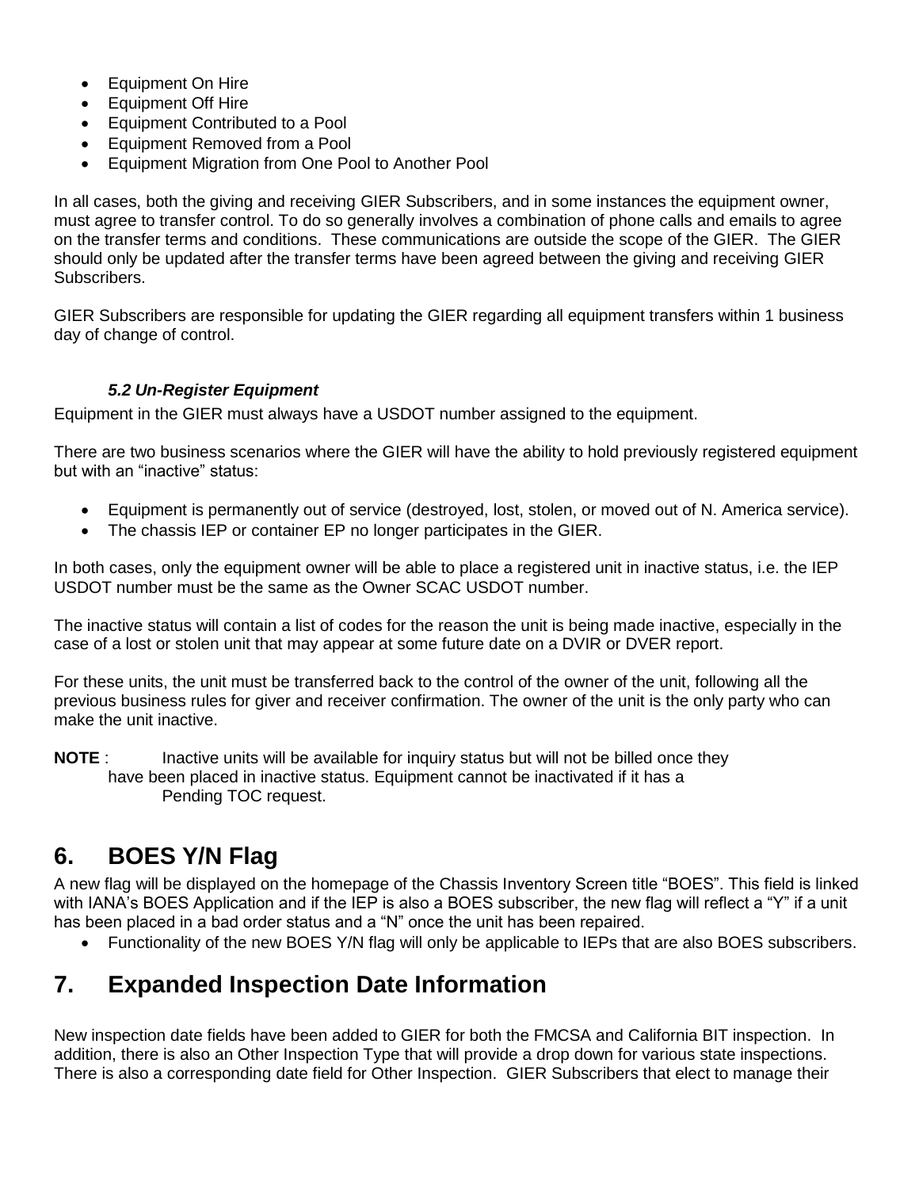- Equipment On Hire
- Equipment Off Hire
- Equipment Contributed to a Pool
- Equipment Removed from a Pool
- Equipment Migration from One Pool to Another Pool

In all cases, both the giving and receiving GIER Subscribers, and in some instances the equipment owner, must agree to transfer control. To do so generally involves a combination of phone calls and emails to agree on the transfer terms and conditions. These communications are outside the scope of the GIER. The GIER should only be updated after the transfer terms have been agreed between the giving and receiving GIER Subscribers.

GIER Subscribers are responsible for updating the GIER regarding all equipment transfers within 1 business day of change of control.

### *5.2 Un-Register Equipment*

Equipment in the GIER must always have a USDOT number assigned to the equipment.

There are two business scenarios where the GIER will have the ability to hold previously registered equipment but with an "inactive" status:

- Equipment is permanently out of service (destroyed, lost, stolen, or moved out of N. America service).
- The chassis IEP or container EP no longer participates in the GIER.

In both cases, only the equipment owner will be able to place a registered unit in inactive status, i.e. the IEP USDOT number must be the same as the Owner SCAC USDOT number.

The inactive status will contain a list of codes for the reason the unit is being made inactive, especially in the case of a lost or stolen unit that may appear at some future date on a DVIR or DVER report.

For these units, the unit must be transferred back to the control of the owner of the unit, following all the previous business rules for giver and receiver confirmation. The owner of the unit is the only party who can make the unit inactive.

**NOTE** : Inactive units will be available for inquiry status but will not be billed once they have been placed in inactive status. Equipment cannot be inactivated if it has a Pending TOC request.

## 6. BOES Y/N Flag

A new flag will be displayed on the homepage of the Chassis Inventory Screen title "BOES". This field is linked with IANA's BOES Application and if the IEP is also a BOES subscriber, the new flag will reflect a "Y" if a unit has been placed in a bad order status and a "N" once the unit has been repaired.

- Functionality of the new BOES Y/N flag will only be applicable to IEPs that are also BOES subscribers.

## 7. Expanded Inspection Date Information

New inspection date fields have been added to GIER for both the FMCSA and California BIT inspection. In addition, there is also an Other Inspection Type that will provide a drop down for various state inspections. There is also a corresponding date field for Other Inspection. GIER Subscribers that elect to manage their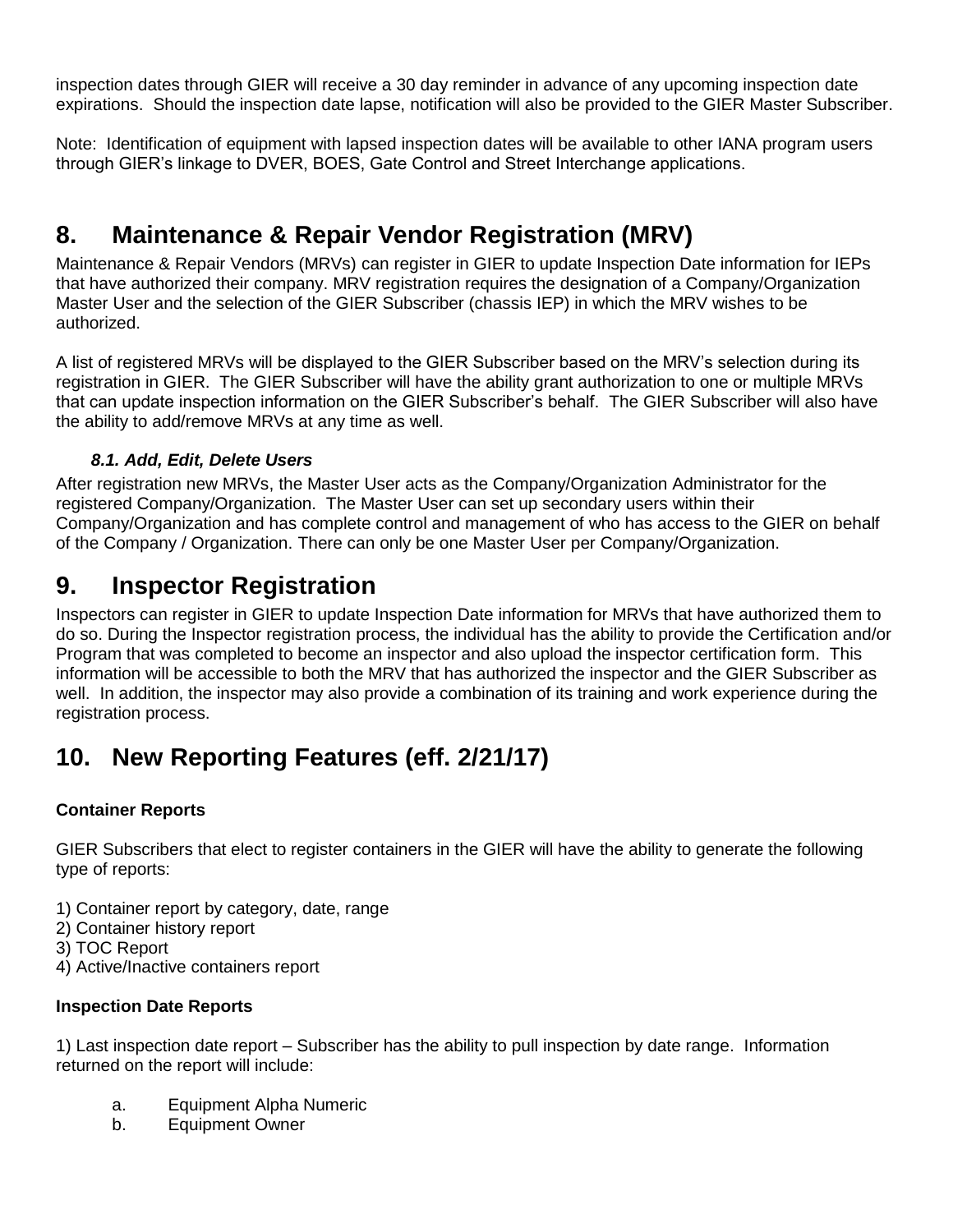inspection dates through GIER will receive a 30 day reminder in advance of any upcoming inspection date expirations. Should the inspection date lapse, notification will also be provided to the GIER Master Subscriber.

Note: Identification of equipment with lapsed inspection dates will be available to other IANA program users through GIER's linkage to DVER, BOES, Gate Control and Street Interchange applications.

# 8. Maintenance & Repair Vendor Registration (MRV)

Maintenance & Repair Vendors (MRVs) can register in GIER to update Inspection Date information for IEPs that have authorized their company. MRV registration requires the designation of a Company/Organization Master User and the selection of the GIER Subscriber (chassis IEP) in which the MRV wishes to be authorized.

A list of registered MRVs will be displayed to the GIER Subscriber based on the MRV's selection during its registration in GIER. The GIER Subscriber will have the ability grant authorization to one or multiple MRVs that can update inspection information on the GIER Subscriber's behalf. The GIER Subscriber will also have the ability to add/remove MRVs at any time as well.

### *8.1. Add, Edit, Delete Users*

After registration new MRVs, the Master User acts as the Company/Organization Administrator for the registered Company/Organization. The Master User can set up secondary users within their Company/Organization and has complete control and management of who has access to the GIER on behalf of the Company / Organization. There can only be one Master User per Company/Organization.

# 9. Inspector Registration

Inspectors can register in GIER to update Inspection Date information for MRVs that have authorized them to do so. During the Inspector registration process, the individual has the ability to provide the Certification and/or Program that was completed to become an inspector and also upload the inspector certification form. This information will be accessible to both the MRV that has authorized the inspector and the GIER Subscriber as well. In addition, the inspector may also provide a combination of its training and work experience during the registration process.

# 10. New Reporting Features (eff. 2/21/17)

**Container Reports**

GIER Subscribers that elect to register containers in the GIER will have the ability to generate the following type of reports:

1) Container report by category, date, range
2) Container history report
3) TOC Report
4) Active/Inactive containers report

**Inspection Date Reports**

1) Last inspection date report – Subscriber has the ability to pull inspection by date range. Information returned on the report will include:

   a. Equipment Alpha Numeric
   b. Equipment Owner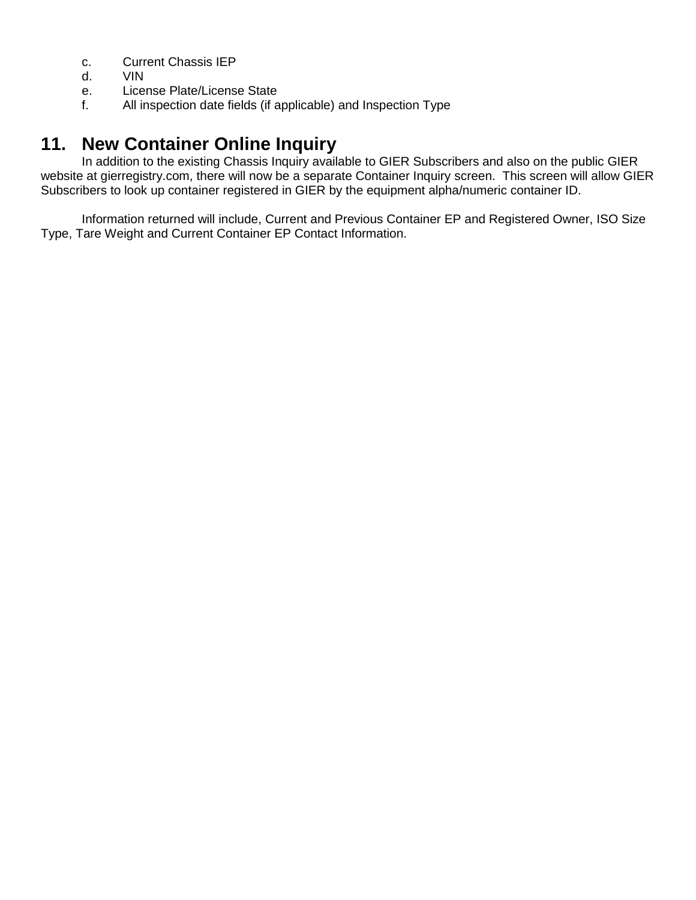c. Current Chassis IEP
d. VIN
e. License Plate/License State
f. All inspection date fields (if applicable) and Inspection Type

## 11. New Container Online Inquiry

In addition to the existing Chassis Inquiry available to GIER Subscribers and also on the public GIER website at gierregistry.com, there will now be a separate Container Inquiry screen. This screen will allow GIER Subscribers to look up container registered in GIER by the equipment alpha/numeric container ID.

Information returned will include, Current and Previous Container EP and Registered Owner, ISO Size Type, Tare Weight and Current Container EP Contact Information.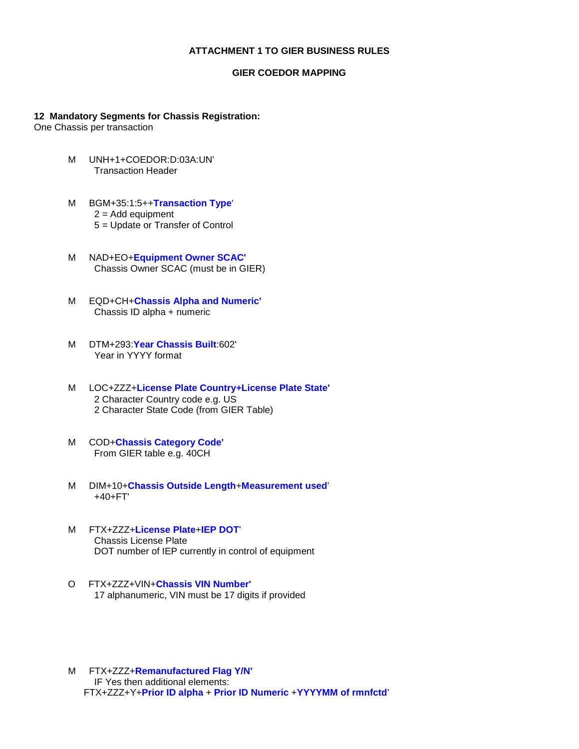**ATTACHMENT 1 TO GIER BUSINESS RULES**

**GIER COEDOR MAPPING**

**12 Mandatory Segments for Chassis Registration:**
One Chassis per transaction

M UNH+1+COEDOR:D:03A:UN'
Transaction Header

M BGM+35:1:5++**Transaction Type**'
2 = Add equipment
5 = Update or Transfer of Control

M NAD+EO+**Equipment Owner SCAC'**
Chassis Owner SCAC (must be in GIER)

M EQD+CH+**Chassis Alpha and Numeric'**
Chassis ID alpha + numeric

M DTM+293:**Year Chassis Built**:602'
Year in YYYY format

M LOC+ZZZ+**License Plate Country+License Plate State'**
2 Character Country code e.g. US
2 Character State Code (from GIER Table)

M COD+**Chassis Category Code'**
From GIER table e.g. 40CH

M DIM+10+**Chassis Outside Length**+**Measurement used**'
+40+FT'

M FTX+ZZZ+**License Plate**+**IEP DOT**'
Chassis License Plate
DOT number of IEP currently in control of equipment

O FTX+ZZZ+VIN+**Chassis VIN Number'**
17 alphanumeric, VIN must be 17 digits if provided

M FTX+ZZZ+**Remanufactured Flag Y/N'**
IF Yes then additional elements:
FTX+ZZZ+Y+**Prior ID alpha** + **Prior ID Numeric** +**YYYYMM of rmnfctd**'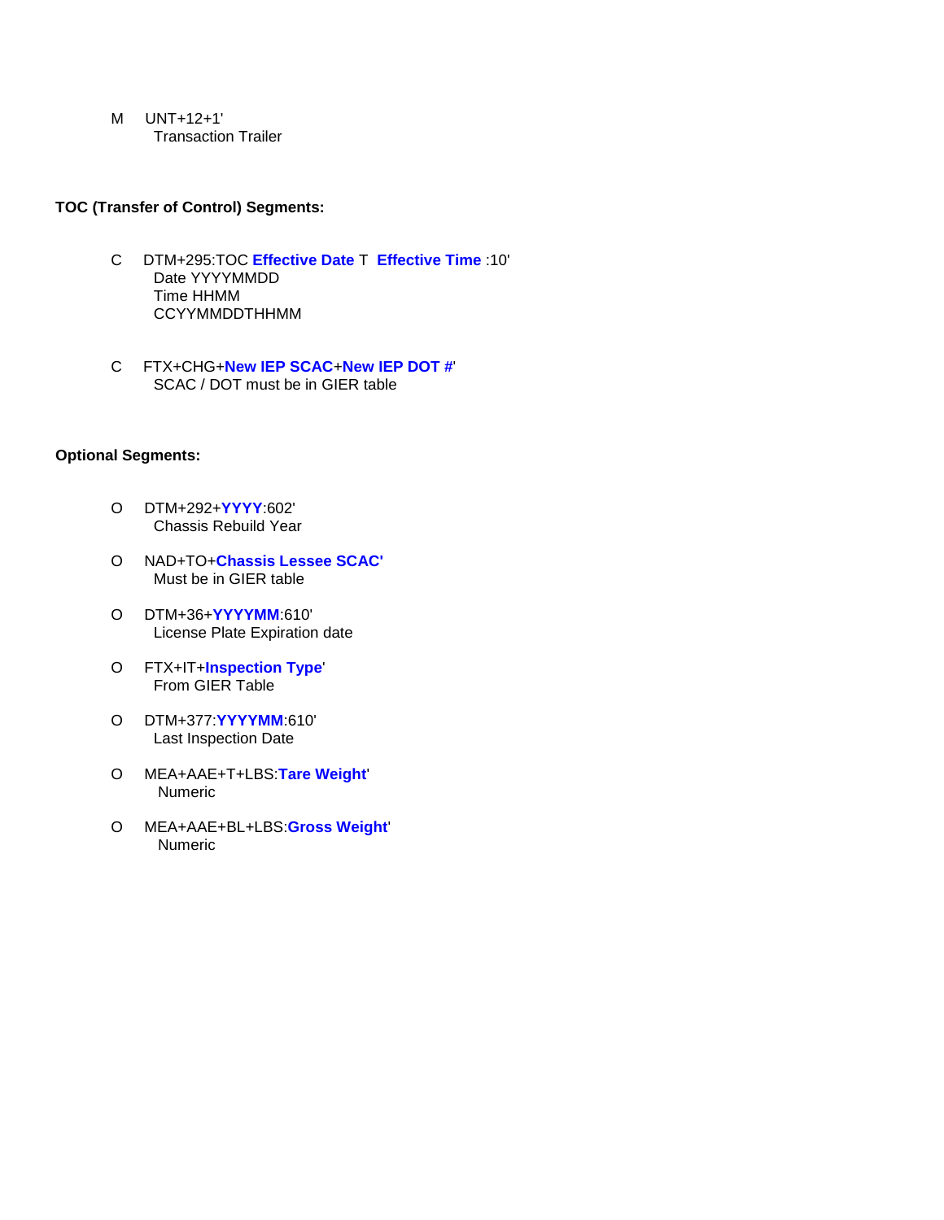M UNT+12+1'
Transaction Trailer

**TOC (Transfer of Control) Segments:**

C DTM+295:TOC **Effective Date** T **Effective Time** :10'
Date YYYYMMDD
Time HHMM
CCYYMMDDTHHMM

C FTX+CHG+**New IEP SCAC**+**New IEP DOT #**'
SCAC / DOT must be in GIER table

**Optional Segments:**

O DTM+292+**YYYY**:602'
Chassis Rebuild Year

O NAD+TO+**Chassis Lessee SCAC'**
Must be in GIER table

O DTM+36+**YYYYMM**:610'
License Plate Expiration date

O FTX+IT+**Inspection Type**'
From GIER Table

O DTM+377:**YYYYMM**:610'
Last Inspection Date

O MEA+AAE+T+LBS:**Tare Weight**'
Numeric

O MEA+AAE+BL+LBS:**Gross Weight**'
Numeric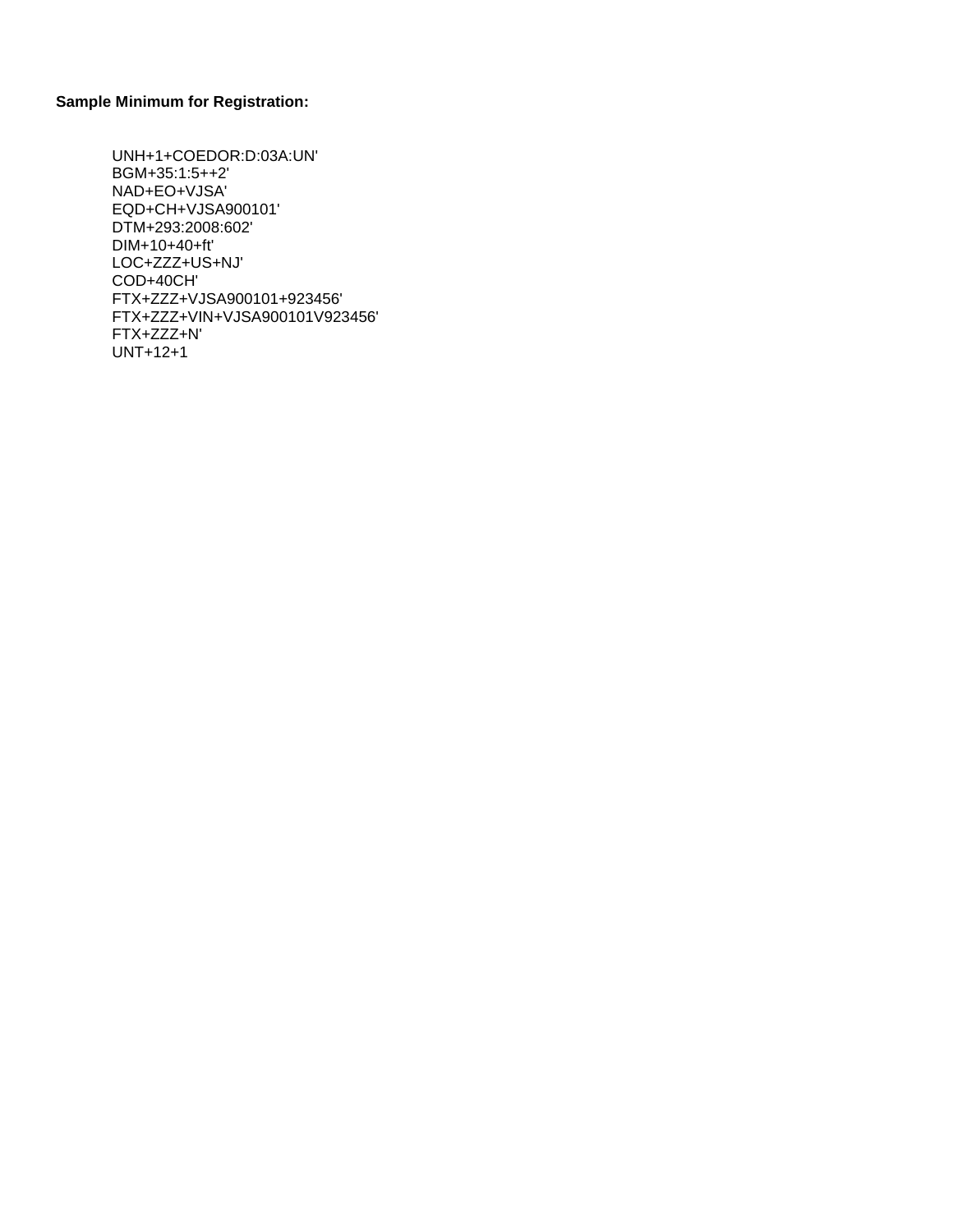**Sample Minimum for Registration:**

```
UNH+1+COEDOR:D:03A:UN'
BGM+35:1:5++2'
NAD+EO+VJSA'
EQD+CH+VJSA900101'
DTM+293:2008:602'
DIM+10+40+ft'
LOC+ZZZ+US+NJ'
COD+40CH'
FTX+ZZZ+VJSA900101+923456'
FTX+ZZZ+VIN+VJSA900101V923456'
FTX+ZZZ+N'
UNT+12+1
```